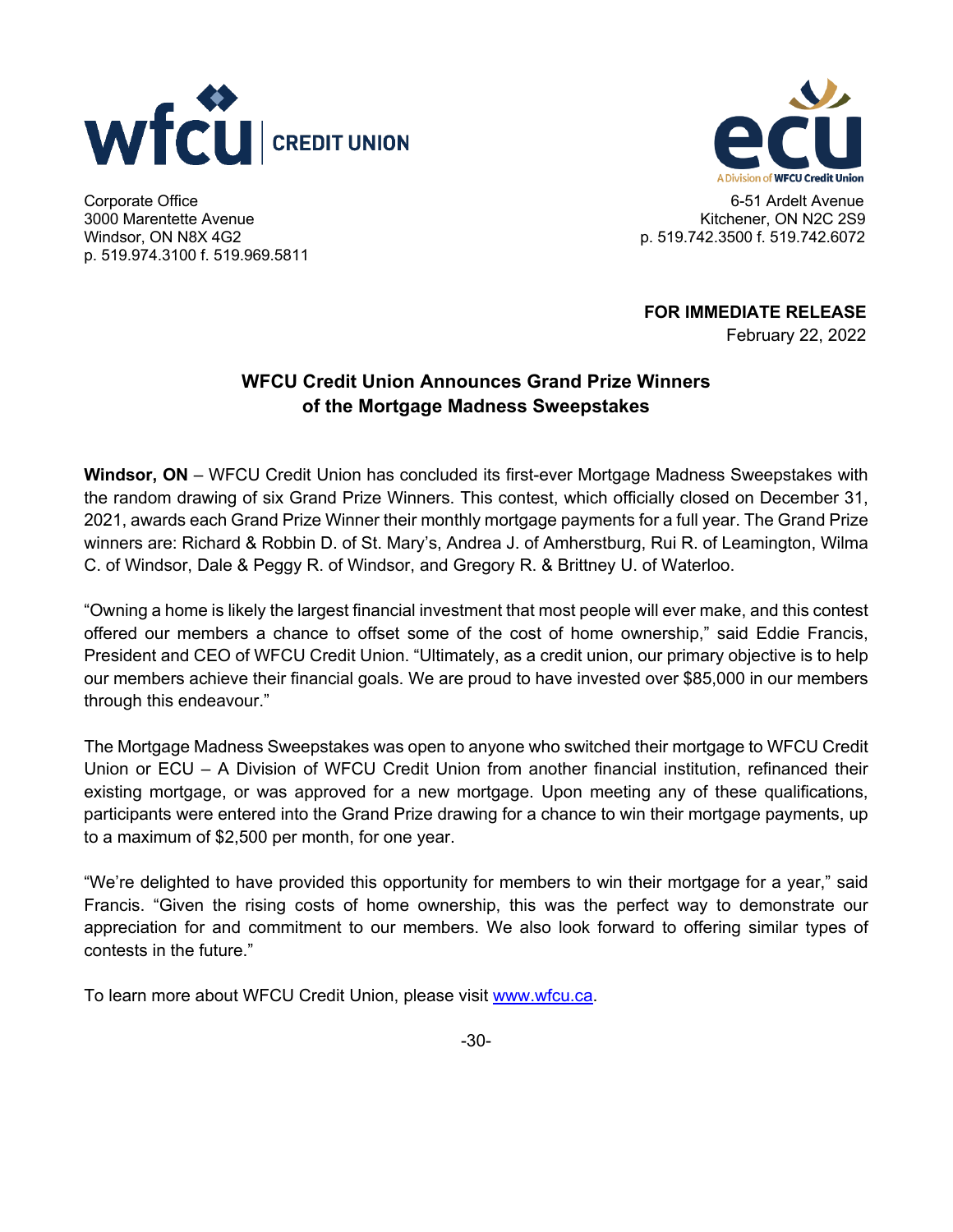wfcu CREDIT UNION

Corporate Office
3000 Marentette Avenue
Windsor, ON N8X 4G2
p. 519.974.3100 f. 519.969.5811

ecu
A Division of WFCU Credit Union

6-51 Ardelt Avenue
Kitchener, ON N2C 2S9
p. 519.742.3500 f. 519.742.6072

**FOR IMMEDIATE RELEASE**
February 22, 2022

## WFCU Credit Union Announces Grand Prize Winners of the Mortgage Madness Sweepstakes

**Windsor, ON** – WFCU Credit Union has concluded its first-ever Mortgage Madness Sweepstakes with the random drawing of six Grand Prize Winners. This contest, which officially closed on December 31, 2021, awards each Grand Prize Winner their monthly mortgage payments for a full year. The Grand Prize winners are: Richard & Robbin D. of St. Mary's, Andrea J. of Amherstburg, Rui R. of Leamington, Wilma C. of Windsor, Dale & Peggy R. of Windsor, and Gregory R. & Brittney U. of Waterloo.

"Owning a home is likely the largest financial investment that most people will ever make, and this contest offered our members a chance to offset some of the cost of home ownership," said Eddie Francis, President and CEO of WFCU Credit Union. "Ultimately, as a credit union, our primary objective is to help our members achieve their financial goals. We are proud to have invested over $85,000 in our members through this endeavour."

The Mortgage Madness Sweepstakes was open to anyone who switched their mortgage to WFCU Credit Union or ECU – A Division of WFCU Credit Union from another financial institution, refinanced their existing mortgage, or was approved for a new mortgage. Upon meeting any of these qualifications, participants were entered into the Grand Prize drawing for a chance to win their mortgage payments, up to a maximum of $2,500 per month, for one year.

"We're delighted to have provided this opportunity for members to win their mortgage for a year," said Francis. "Given the rising costs of home ownership, this was the perfect way to demonstrate our appreciation for and commitment to our members. We also look forward to offering similar types of contests in the future."

To learn more about WFCU Credit Union, please visit [www.wfcu.ca](http://www.wfcu.ca).

-30-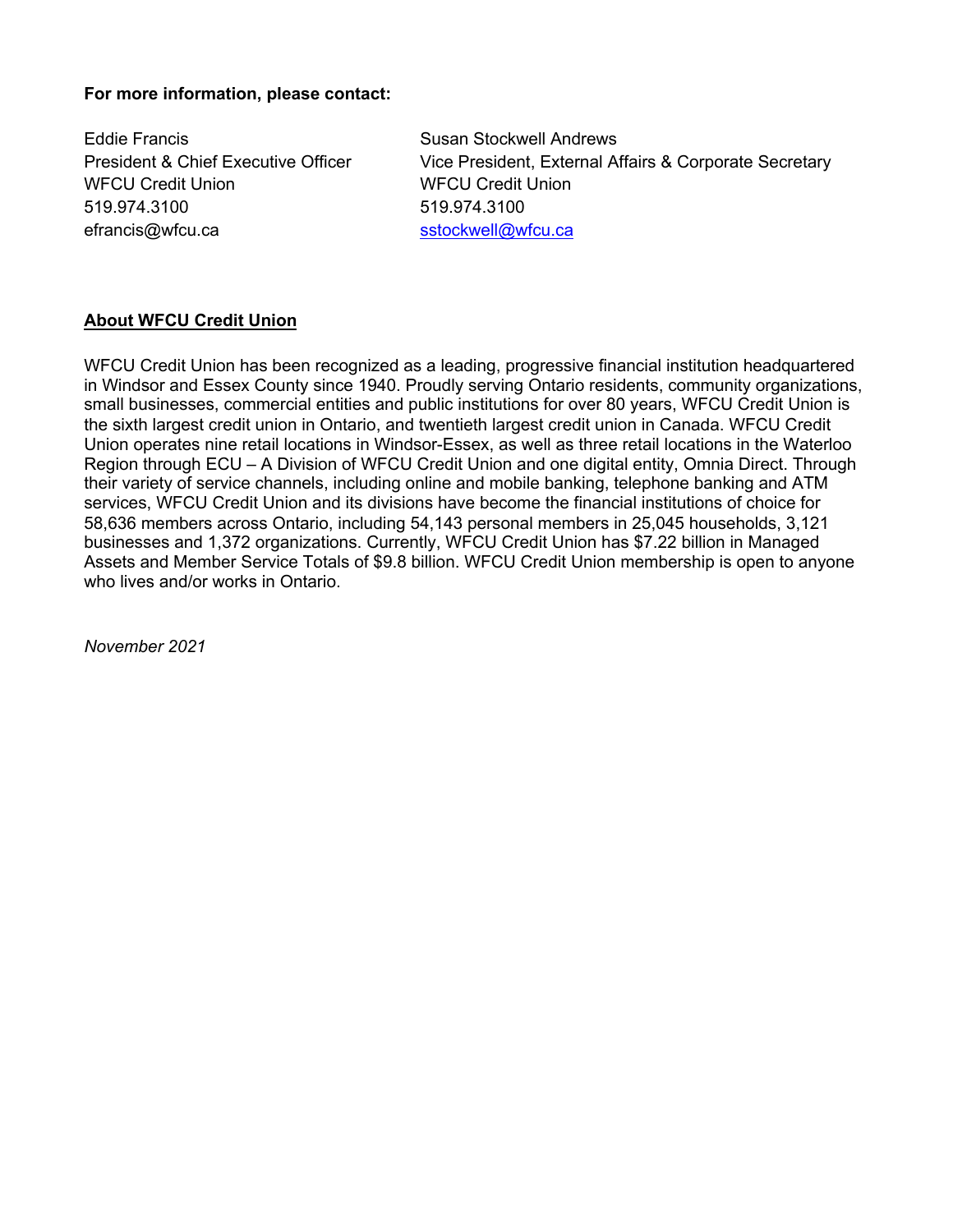**For more information, please contact:**

Eddie Francis
President & Chief Executive Officer
WFCU Credit Union
519.974.3100
efrancis@wfcu.ca

Susan Stockwell Andrews
Vice President, External Affairs & Corporate Secretary
WFCU Credit Union
519.974.3100
sstockwell@wfcu.ca

**About WFCU Credit Union**

WFCU Credit Union has been recognized as a leading, progressive financial institution headquartered in Windsor and Essex County since 1940. Proudly serving Ontario residents, community organizations, small businesses, commercial entities and public institutions for over 80 years, WFCU Credit Union is the sixth largest credit union in Ontario, and twentieth largest credit union in Canada. WFCU Credit Union operates nine retail locations in Windsor-Essex, as well as three retail locations in the Waterloo Region through ECU – A Division of WFCU Credit Union and one digital entity, Omnia Direct. Through their variety of service channels, including online and mobile banking, telephone banking and ATM services, WFCU Credit Union and its divisions have become the financial institutions of choice for 58,636 members across Ontario, including 54,143 personal members in 25,045 households, 3,121 businesses and 1,372 organizations. Currently, WFCU Credit Union has $7.22 billion in Managed Assets and Member Service Totals of $9.8 billion. WFCU Credit Union membership is open to anyone who lives and/or works in Ontario.

*November 2021*